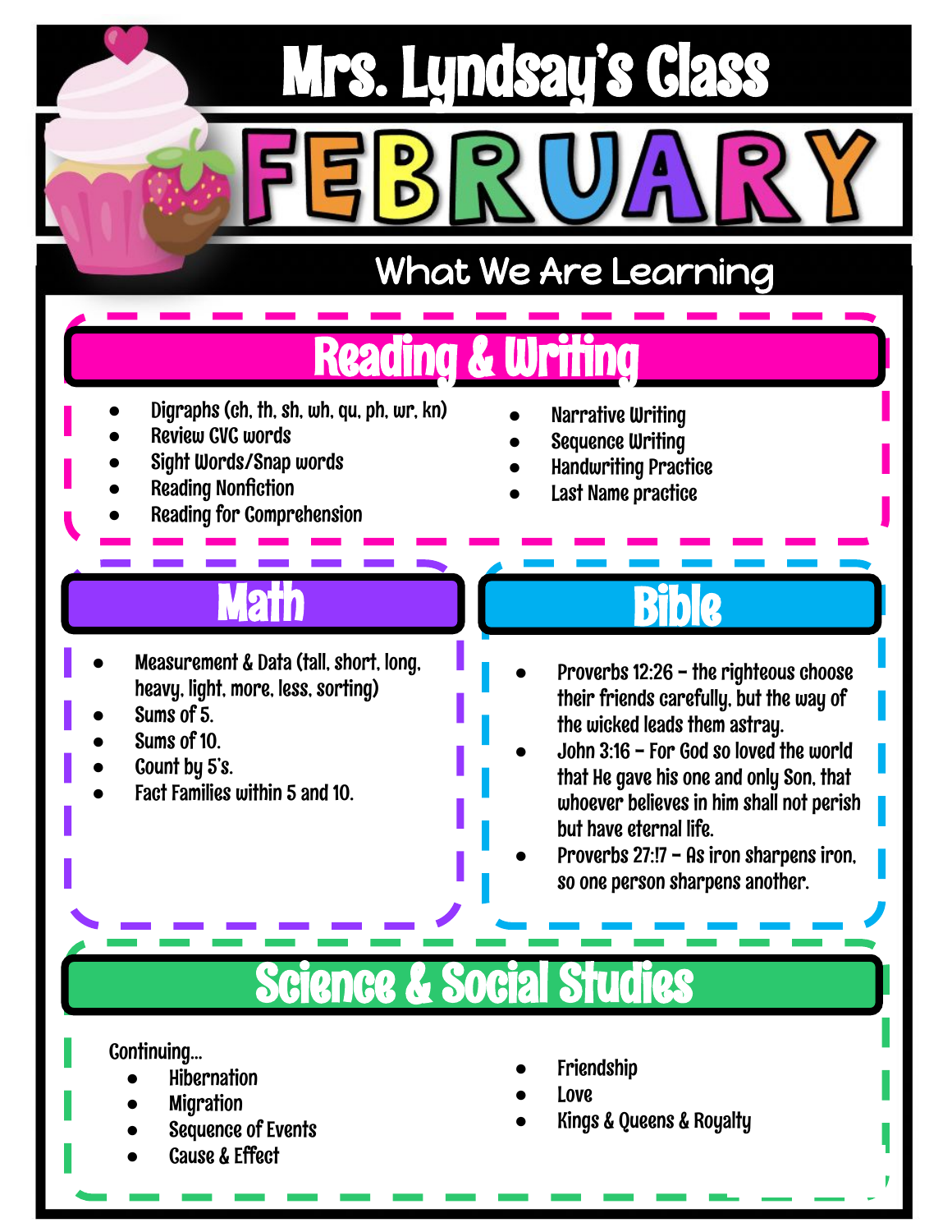# Mrs. Lyndsay's Class

# FEBRUARY

## What We Are Learning

### Reading & Writing

- Digraphs (ch, th, sh, wh, qu, ph, wr, kn)
- Review CVC words
- Sight Words/Snap words
- Reading Nonfiction
- Reading for Comprehension
- Narrative Writing
- Sequence Writing
- Handwriting Practice
- Last Name practice

### Math

- Measurement & Data (tall, short, long, heavy, light, more, less, sorting)
- Sums of 5.
- Sums of 10.
- Count by 5's.
- Fact Families within 5 and 10.

### Bible

- Proverbs 12:26 – the righteous choose their friends carefully, but the way of the wicked leads them astray.
- John 3:16 – For God so loved the world that He gave his one and only Son, that whoever believes in him shall not perish but have eternal life.
- Proverbs 27:17 – As iron sharpens iron, so one person sharpens another.

### Science & Social Studies

Continuing...

- Hibernation
- Migration
- Sequence of Events
- Cause & Effect
- Friendship
- Love
- Kings & Queens & Royalty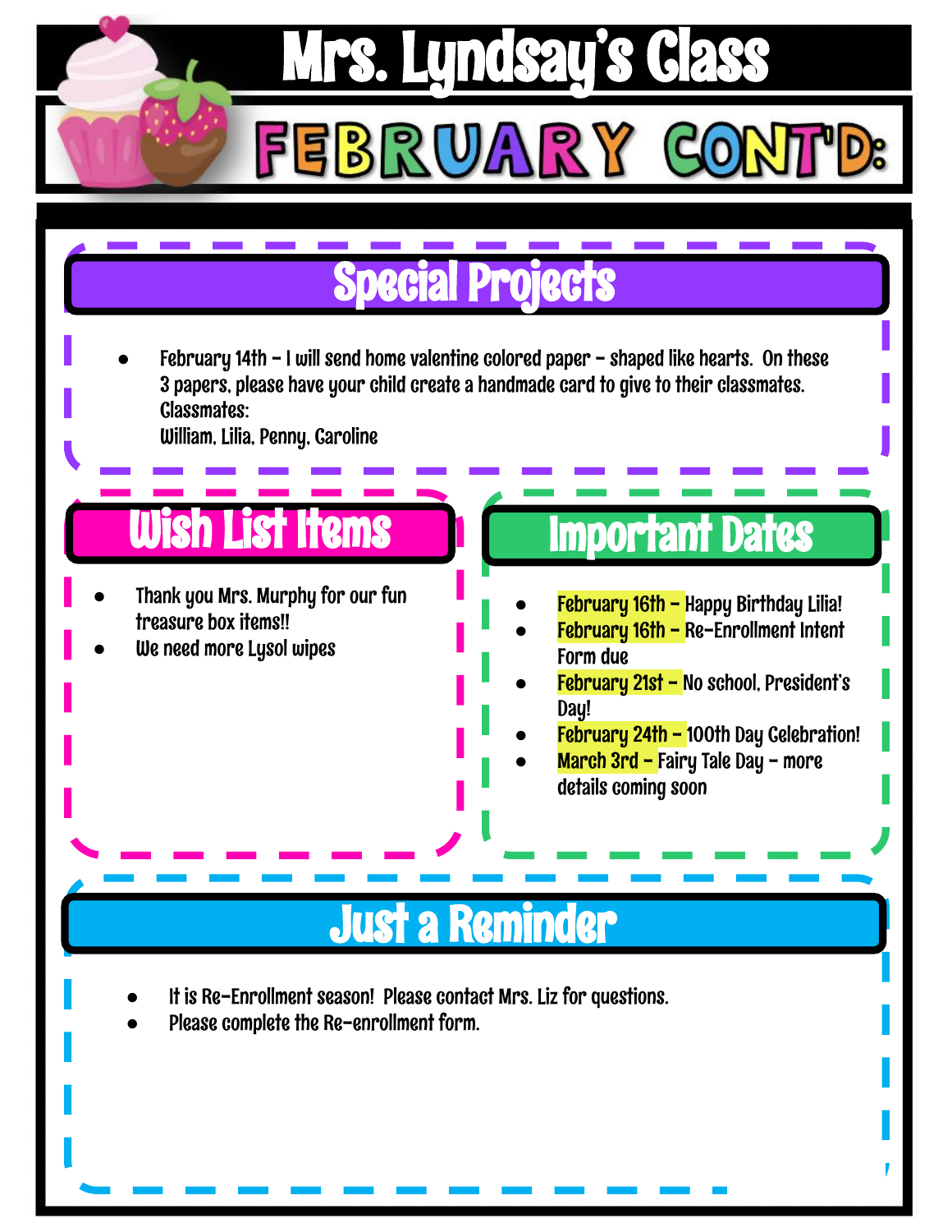# Mrs. Lyndsay's Class

# FEBRUARY CONT'D:

## Special Projects

- February 14th – I will send home valentine colored paper – shaped like hearts. On these 3 papers, please have your child create a handmade card to give to their classmates. Classmates:
  William, Lilia, Penny, Caroline

## Wish List Items

- Thank you Mrs. Murphy for our fun treasure box items!!
- We need more Lysol wipes

## Important Dates

- February 16th – Happy Birthday Lilia!
- February 16th – Re-Enrollment Intent Form due
- February 21st – No school, President's Day!
- February 24th – 100th Day Celebration!
- March 3rd – Fairy Tale Day – more details coming soon

## Just a Reminder

- It is Re-Enrollment season! Please contact Mrs. Liz for questions.
- Please complete the Re-enrollment form.